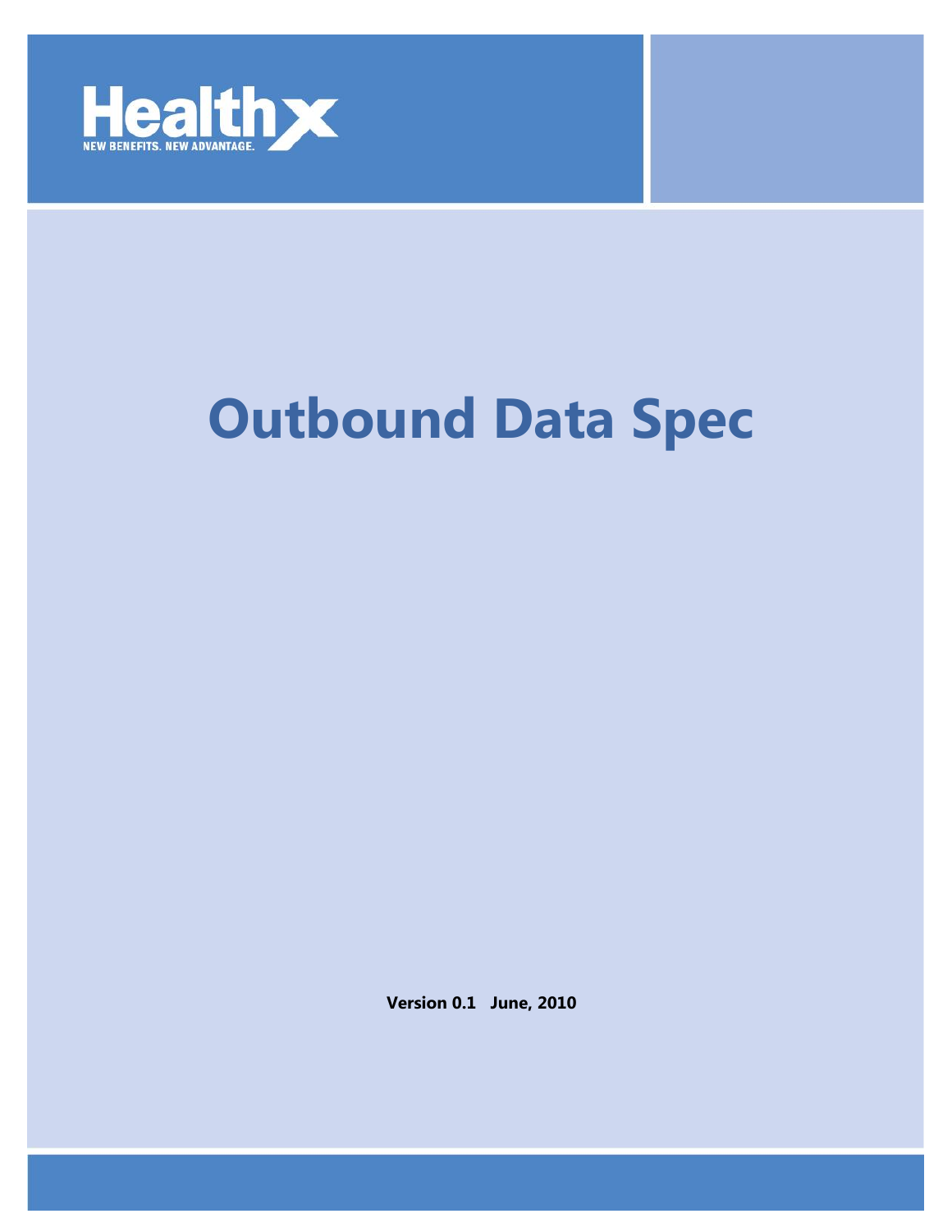Healthx

NEW BENEFITS. NEW ADVANTAGE.

# Outbound Data Spec

**Version 0.1 June, 2010**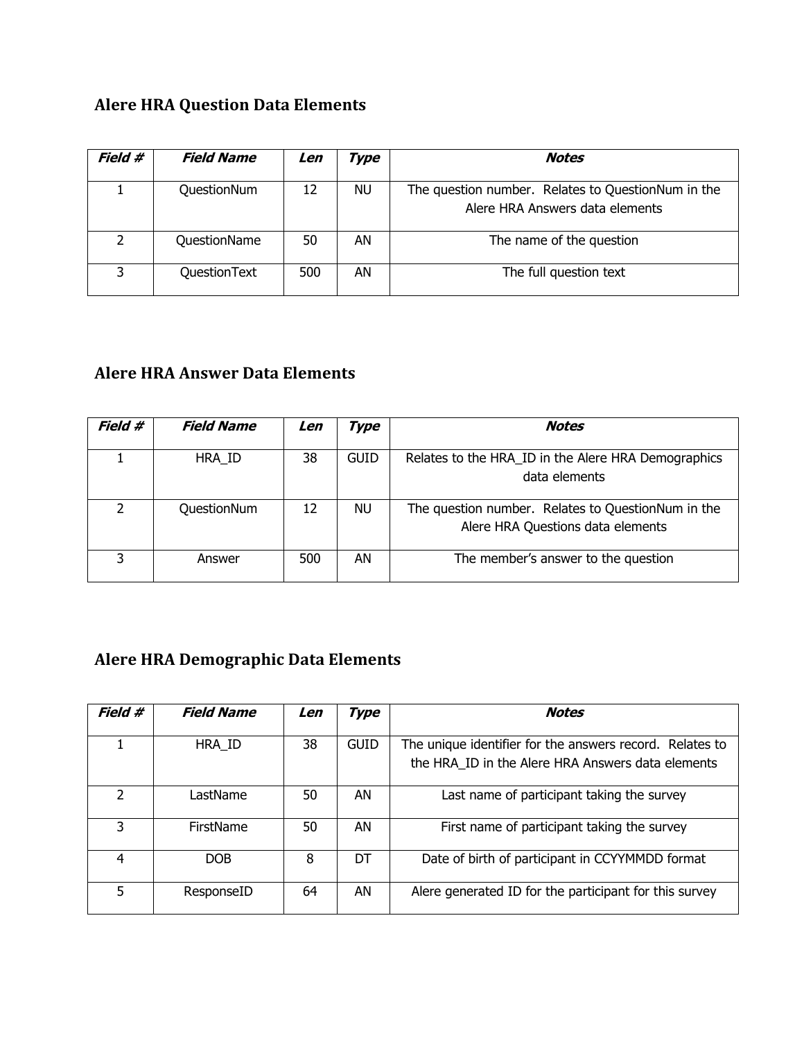## Alere HRA Question Data Elements

| ***Field #*** | ***Field Name*** | ***Len*** | ***Type*** | ***Notes*** |
|---|---|---|---|---|
| 1 | QuestionNum | 12 | NU | The question number. Relates to QuestionNum in the Alere HRA Answers data elements |
| 2 | QuestionName | 50 | AN | The name of the question |
| 3 | QuestionText | 500 | AN | The full question text |

## Alere HRA Answer Data Elements

| ***Field #*** | ***Field Name*** | ***Len*** | ***Type*** | ***Notes*** |
|---|---|---|---|---|
| 1 | HRA_ID | 38 | GUID | Relates to the HRA_ID in the Alere HRA Demographics data elements |
| 2 | QuestionNum | 12 | NU | The question number. Relates to QuestionNum in the Alere HRA Questions data elements |
| 3 | Answer | 500 | AN | The member's answer to the question |

## Alere HRA Demographic Data Elements

| ***Field #*** | ***Field Name*** | ***Len*** | ***Type*** | ***Notes*** |
|---|---|---|---|---|
| 1 | HRA_ID | 38 | GUID | The unique identifier for the answers record. Relates to the HRA_ID in the Alere HRA Answers data elements |
| 2 | LastName | 50 | AN | Last name of participant taking the survey |
| 3 | FirstName | 50 | AN | First name of participant taking the survey |
| 4 | DOB | 8 | DT | Date of birth of participant in CCYYMMDD format |
| 5 | ResponseID | 64 | AN | Alere generated ID for the participant for this survey |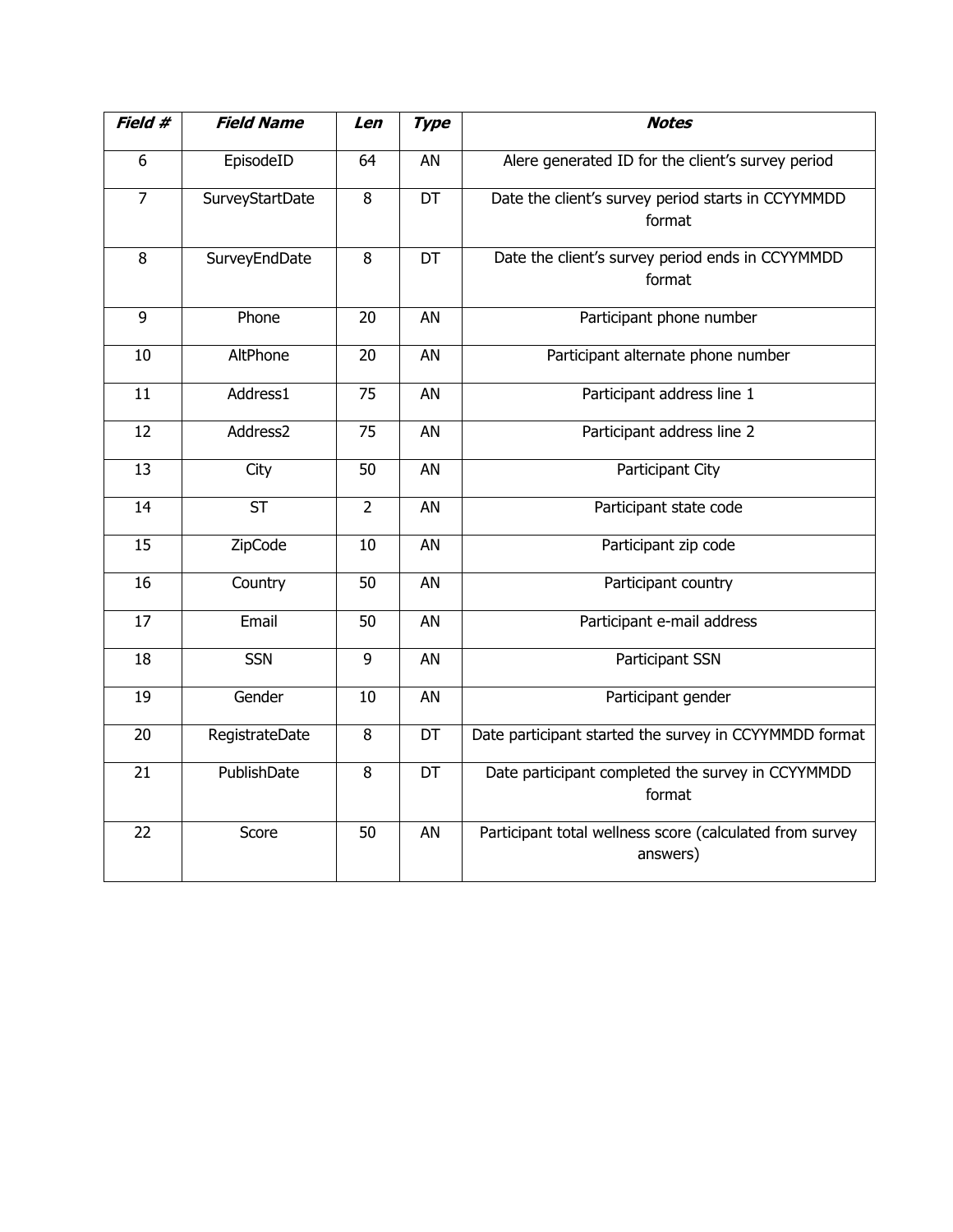| ***Field #*** | ***Field Name*** | ***Len*** | ***Type*** | ***Notes*** |
|---|---|---|---|---|
| 6 | EpisodeID | 64 | AN | Alere generated ID for the client's survey period |
| 7 | SurveyStartDate | 8 | DT | Date the client's survey period starts in CCYYMMDD format |
| 8 | SurveyEndDate | 8 | DT | Date the client's survey period ends in CCYYMMDD format |
| 9 | Phone | 20 | AN | Participant phone number |
| 10 | AltPhone | 20 | AN | Participant alternate phone number |
| 11 | Address1 | 75 | AN | Participant address line 1 |
| 12 | Address2 | 75 | AN | Participant address line 2 |
| 13 | City | 50 | AN | Participant City |
| 14 | ST | 2 | AN | Participant state code |
| 15 | ZipCode | 10 | AN | Participant zip code |
| 16 | Country | 50 | AN | Participant country |
| 17 | Email | 50 | AN | Participant e-mail address |
| 18 | SSN | 9 | AN | Participant SSN |
| 19 | Gender | 10 | AN | Participant gender |
| 20 | RegistrateDate | 8 | DT | Date participant started the survey in CCYYMMDD format |
| 21 | PublishDate | 8 | DT | Date participant completed the survey in CCYYMMDD format |
| 22 | Score | 50 | AN | Participant total wellness score (calculated from survey answers) |